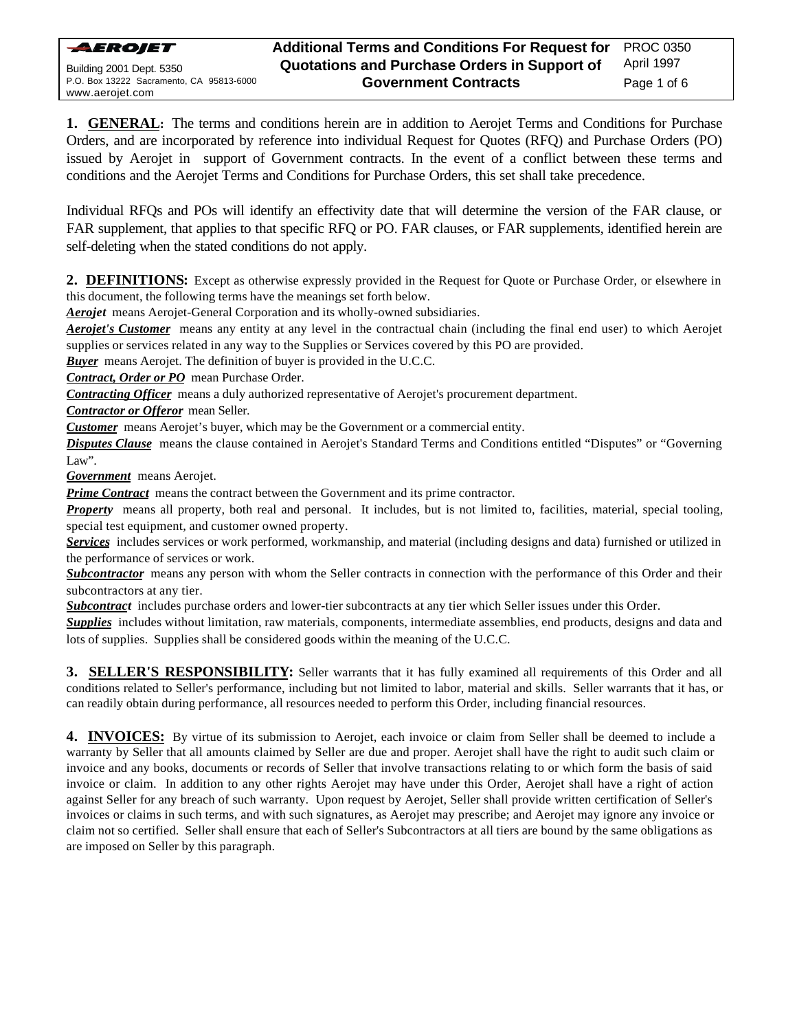# Additional Terms and Conditions For Request for Quotations and Purchase Orders in Support of Government Contracts

PROC 0350
April 1997

AEROJET
Building 2001 Dept. 5350
P.O. Box 13222 Sacramento, CA 95813-6000
www.aerojet.com

**1. GENERAL**: The terms and conditions herein are in addition to Aerojet Terms and Conditions for Purchase Orders, and are incorporated by reference into individual Request for Quotes (RFQ) and Purchase Orders (PO) issued by Aerojet in support of Government contracts. In the event of a conflict between these terms and conditions and the Aerojet Terms and Conditions for Purchase Orders, this set shall take precedence.

Individual RFQs and POs will identify an effectivity date that will determine the version of the FAR clause, or FAR supplement, that applies to that specific RFQ or PO. FAR clauses, or FAR supplements, identified herein are self-deleting when the stated conditions do not apply.

**2. DEFINITIONS:** Except as otherwise expressly provided in the Request for Quote or Purchase Order, or elsewhere in this document, the following terms have the meanings set forth below.

***Aerojet*** means Aerojet-General Corporation and its wholly-owned subsidiaries.

***Aerojet's Customer*** means any entity at any level in the contractual chain (including the final end user) to which Aerojet supplies or services related in any way to the Supplies or Services covered by this PO are provided.

***Buyer*** means Aerojet. The definition of buyer is provided in the U.C.C.

***Contract, Order or PO*** mean Purchase Order.

***Contracting Officer*** means a duly authorized representative of Aerojet's procurement department.

***Contractor or Offeror*** mean Seller.

***Customer*** means Aerojet's buyer, which may be the Government or a commercial entity.

***Disputes Clause*** means the clause contained in Aerojet's Standard Terms and Conditions entitled "Disputes" or "Governing Law".

***Government*** means Aerojet.

***Prime Contract*** means the contract between the Government and its prime contractor.

***Property*** means all property, both real and personal. It includes, but is not limited to, facilities, material, special tooling, special test equipment, and customer owned property.

***Services*** includes services or work performed, workmanship, and material (including designs and data) furnished or utilized in the performance of services or work.

***Subcontractor*** means any person with whom the Seller contracts in connection with the performance of this Order and their subcontractors at any tier.

***Subcontract*** includes purchase orders and lower-tier subcontracts at any tier which Seller issues under this Order.

***Supplies*** includes without limitation, raw materials, components, intermediate assemblies, end products, designs and data and lots of supplies. Supplies shall be considered goods within the meaning of the U.C.C.

**3. SELLER'S RESPONSIBILITY:** Seller warrants that it has fully examined all requirements of this Order and all conditions related to Seller's performance, including but not limited to labor, material and skills. Seller warrants that it has, or can readily obtain during performance, all resources needed to perform this Order, including financial resources.

**4. INVOICES:** By virtue of its submission to Aerojet, each invoice or claim from Seller shall be deemed to include a warranty by Seller that all amounts claimed by Seller are due and proper. Aerojet shall have the right to audit such claim or invoice and any books, documents or records of Seller that involve transactions relating to or which form the basis of said invoice or claim. In addition to any other rights Aerojet may have under this Order, Aerojet shall have a right of action against Seller for any breach of such warranty. Upon request by Aerojet, Seller shall provide written certification of Seller's invoices or claims in such terms, and with such signatures, as Aerojet may prescribe; and Aerojet may ignore any invoice or claim not so certified. Seller shall ensure that each of Seller's Subcontractors at all tiers are bound by the same obligations as are imposed on Seller by this paragraph.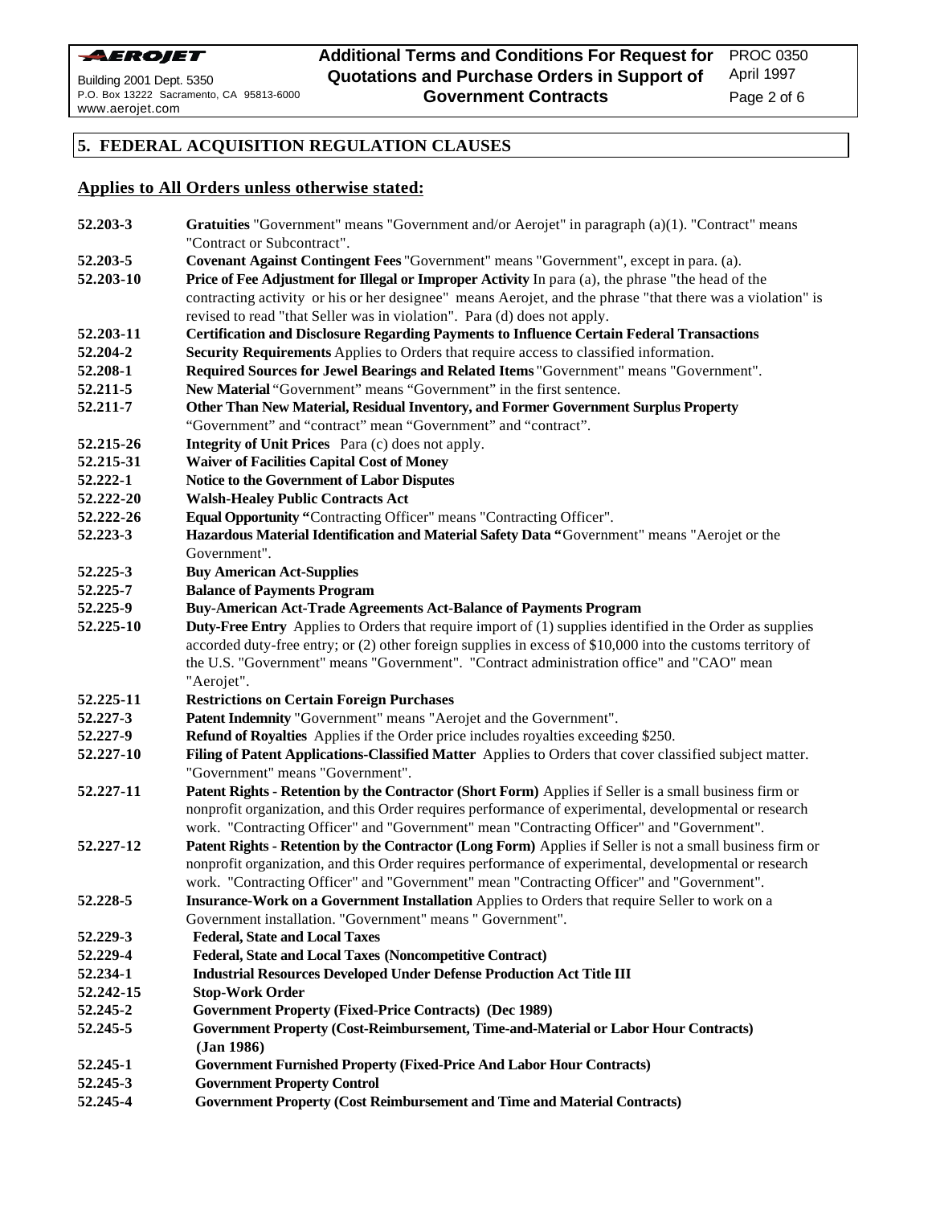## 5. FEDERAL ACQUISITION REGULATION CLAUSES

**Applies to All Orders unless otherwise stated:**

**52.203-3** **Gratuities** "Government" means "Government and/or Aerojet" in paragraph (a)(1). "Contract" means "Contract or Subcontract".

**52.203-5** **Covenant Against Contingent Fees** "Government" means "Government", except in para. (a).

**52.203-10** **Price of Fee Adjustment for Illegal or Improper Activity** In para (a), the phrase "the head of the contracting activity or his or her designee" means Aerojet, and the phrase "that there was a violation" is revised to read "that Seller was in violation". Para (d) does not apply.

**52.203-11** **Certification and Disclosure Regarding Payments to Influence Certain Federal Transactions**

**52.204-2** **Security Requirements** Applies to Orders that require access to classified information.

**52.208-1** **Required Sources for Jewel Bearings and Related Items** "Government" means "Government".

**52.211-5** **New Material** "Government" means "Government" in the first sentence.

**52.211-7** **Other Than New Material, Residual Inventory, and Former Government Surplus Property** "Government" and "contract" mean "Government" and "contract".

**52.215-26** **Integrity of Unit Prices** Para (c) does not apply.

**52.215-31** **Waiver of Facilities Capital Cost of Money**

**52.222-1** **Notice to the Government of Labor Disputes**

**52.222-20** **Walsh-Healey Public Contracts Act**

**52.222-26** **Equal Opportunity** "Contracting Officer" means "Contracting Officer".

**52.223-3** **Hazardous Material Identification and Material Safety Data** "Government" means "Aerojet or the Government".

**52.225-3** **Buy American Act-Supplies**

**52.225-7** **Balance of Payments Program**

**52.225-9** **Buy-American Act-Trade Agreements Act-Balance of Payments Program**

**52.225-10** **Duty-Free Entry** Applies to Orders that require import of (1) supplies identified in the Order as supplies accorded duty-free entry; or (2) other foreign supplies in excess of $10,000 into the customs territory of the U.S. "Government" means "Government". "Contract administration office" and "CAO" mean "Aerojet".

**52.225-11** **Restrictions on Certain Foreign Purchases**

**52.227-3** **Patent Indemnity** "Government" means "Aerojet and the Government".

**52.227-9** **Refund of Royalties** Applies if the Order price includes royalties exceeding $250.

**52.227-10** **Filing of Patent Applications-Classified Matter** Applies to Orders that cover classified subject matter. "Government" means "Government".

**52.227-11** **Patent Rights - Retention by the Contractor (Short Form)** Applies if Seller is a small business firm or nonprofit organization, and this Order requires performance of experimental, developmental or research work. "Contracting Officer" and "Government" mean "Contracting Officer" and "Government".

**52.227-12** **Patent Rights - Retention by the Contractor (Long Form)** Applies if Seller is not a small business firm or nonprofit organization, and this Order requires performance of experimental, developmental or research work. "Contracting Officer" and "Government" mean "Contracting Officer" and "Government".

**52.228-5** **Insurance-Work on a Government Installation** Applies to Orders that require Seller to work on a Government installation. "Government" means " Government".

**52.229-3** **Federal, State and Local Taxes**

**52.229-4** **Federal, State and Local Taxes (Noncompetitive Contract)**

**52.234-1** **Industrial Resources Developed Under Defense Production Act Title III**

**52.242-15** **Stop-Work Order**

**52.245-2** **Government Property (Fixed-Price Contracts) (Dec 1989)**

**52.245-5** **Government Property (Cost-Reimbursement, Time-and-Material or Labor Hour Contracts) (Jan 1986)**

**52.245-1** **Government Furnished Property (Fixed-Price And Labor Hour Contracts)**

**52.245-3** **Government Property Control**

**52.245-4** **Government Property (Cost Reimbursement and Time and Material Contracts)**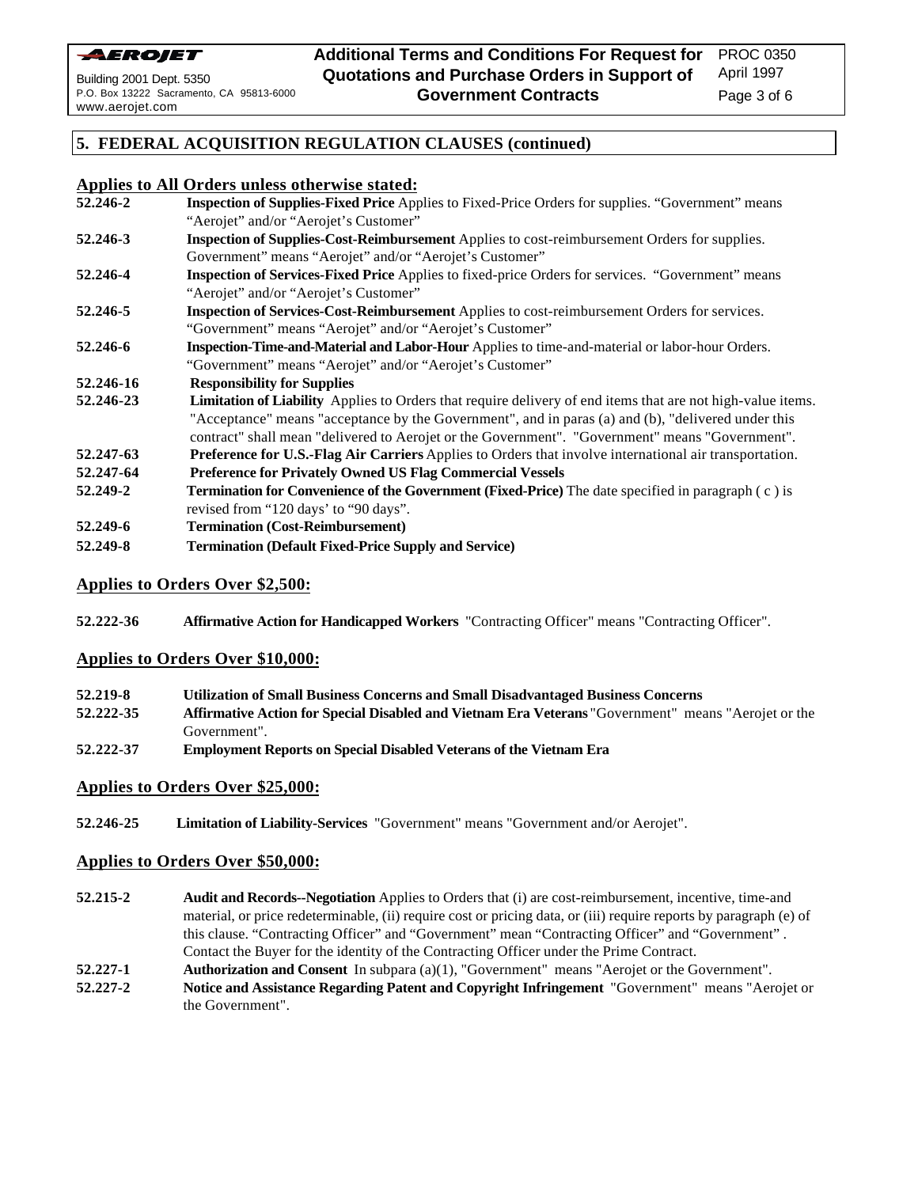## 5. FEDERAL ACQUISITION REGULATION CLAUSES (continued)

### Applies to All Orders unless otherwise stated:

**52.246-2** **Inspection of Supplies-Fixed Price** Applies to Fixed-Price Orders for supplies. "Government" means "Aerojet" and/or "Aerojet's Customer"

**52.246-3** **Inspection of Supplies-Cost-Reimbursement** Applies to cost-reimbursement Orders for supplies. Government" means "Aerojet" and/or "Aerojet's Customer"

**52.246-4** **Inspection of Services-Fixed Price** Applies to fixed-price Orders for services. "Government" means "Aerojet" and/or "Aerojet's Customer"

**52.246-5** **Inspection of Services-Cost-Reimbursement** Applies to cost-reimbursement Orders for services. "Government" means "Aerojet" and/or "Aerojet's Customer"

**52.246-6** **Inspection-Time-and-Material and Labor-Hour** Applies to time-and-material or labor-hour Orders. "Government" means "Aerojet" and/or "Aerojet's Customer"

**52.246-16** **Responsibility for Supplies**

**52.246-23** **Limitation of Liability** Applies to Orders that require delivery of end items that are not high-value items. "Acceptance" means "acceptance by the Government", and in paras (a) and (b), "delivered under this contract" shall mean "delivered to Aerojet or the Government". "Government" means "Government".

**52.247-63** **Preference for U.S.-Flag Air Carriers** Applies to Orders that involve international air transportation.

**52.247-64** **Preference for Privately Owned US Flag Commercial Vessels**

**52.249-2** **Termination for Convenience of the Government (Fixed-Price)** The date specified in paragraph ( c ) is revised from "120 days' to "90 days".

**52.249-6** **Termination (Cost-Reimbursement)**

**52.249-8** **Termination (Default Fixed-Price Supply and Service)**

### Applies to Orders Over $2,500:

**52.222-36** **Affirmative Action for Handicapped Workers** "Contracting Officer" means "Contracting Officer".

### Applies to Orders Over $10,000:

**52.219-8** **Utilization of Small Business Concerns and Small Disadvantaged Business Concerns**

**52.222-35** **Affirmative Action for Special Disabled and Vietnam Era Veterans** "Government" means "Aerojet or the Government".

**52.222-37** **Employment Reports on Special Disabled Veterans of the Vietnam Era**

### Applies to Orders Over $25,000:

**52.246-25** **Limitation of Liability-Services** "Government" means "Government and/or Aerojet".

### Applies to Orders Over $50,000:

**52.215-2** **Audit and Records--Negotiation** Applies to Orders that (i) are cost-reimbursement, incentive, time-and material, or price redeterminable, (ii) require cost or pricing data, or (iii) require reports by paragraph (e) of this clause. "Contracting Officer" and "Government" mean "Contracting Officer" and "Government" . Contact the Buyer for the identity of the Contracting Officer under the Prime Contract.

**52.227-1** **Authorization and Consent** In subpara (a)(1), "Government" means "Aerojet or the Government".

**52.227-2** **Notice and Assistance Regarding Patent and Copyright Infringement** "Government" means "Aerojet or the Government".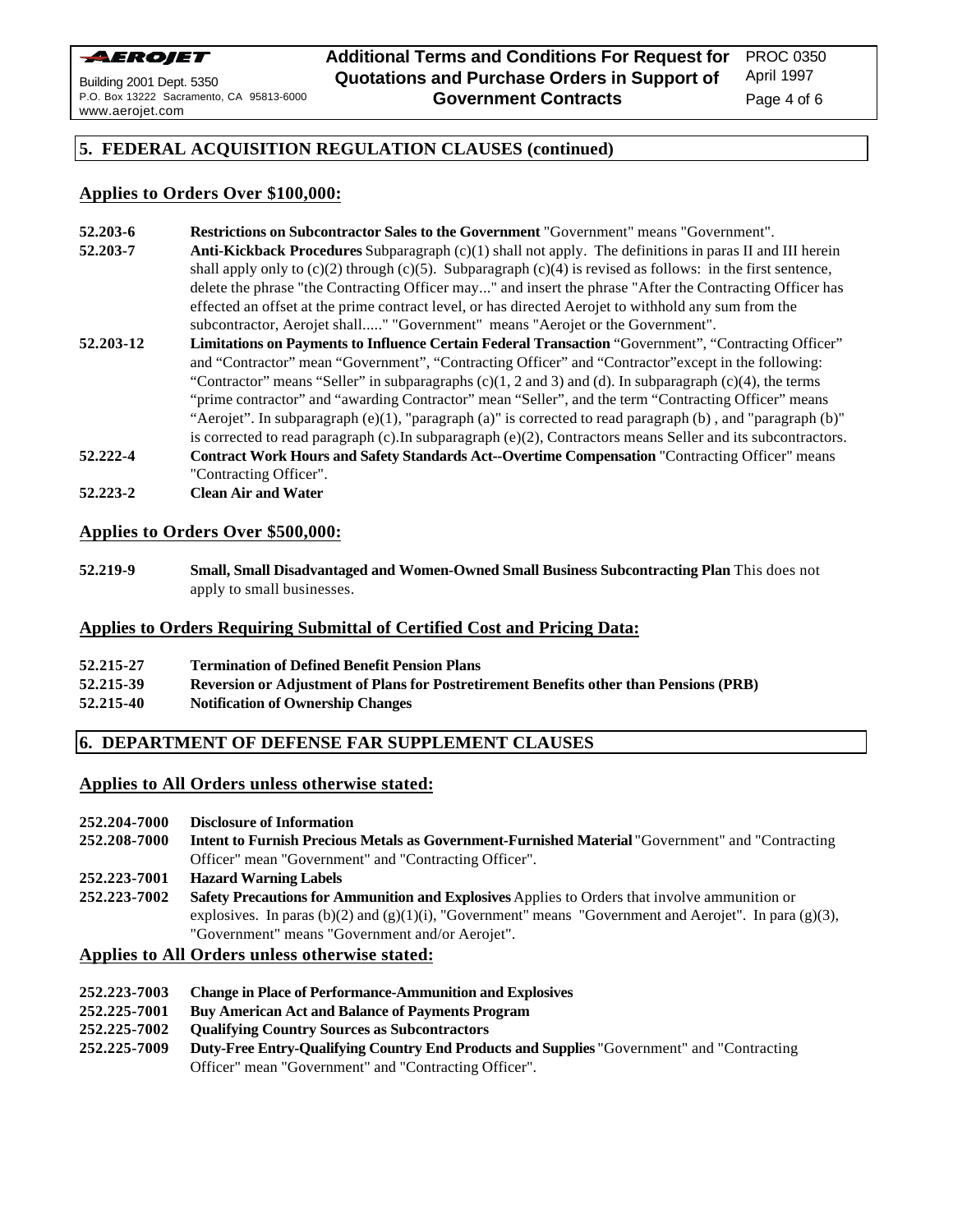## 5. FEDERAL ACQUISITION REGULATION CLAUSES (continued)

### Applies to Orders Over $100,000:

**52.203-6** **Restrictions on Subcontractor Sales to the Government** "Government" means "Government".

**52.203-7** **Anti-Kickback Procedures** Subparagraph (c)(1) shall not apply. The definitions in paras II and III herein shall apply only to (c)(2) through (c)(5). Subparagraph (c)(4) is revised as follows: in the first sentence, delete the phrase "the Contracting Officer may..." and insert the phrase "After the Contracting Officer has effected an offset at the prime contract level, or has directed Aerojet to withhold any sum from the subcontractor, Aerojet shall....." "Government" means "Aerojet or the Government".

**52.203-12** **Limitations on Payments to Influence Certain Federal Transaction** "Government", "Contracting Officer" and "Contractor" mean "Government", "Contracting Officer" and "Contractor"except in the following: "Contractor" means "Seller" in subparagraphs (c)(1, 2 and 3) and (d). In subparagraph (c)(4), the terms "prime contractor" and "awarding Contractor" mean "Seller", and the term "Contracting Officer" means "Aerojet". In subparagraph (e)(1), "paragraph (a)" is corrected to read paragraph (b) , and "paragraph (b)" is corrected to read paragraph (c).In subparagraph (e)(2), Contractors means Seller and its subcontractors.

**52.222-4** **Contract Work Hours and Safety Standards Act--Overtime Compensation** "Contracting Officer" means "Contracting Officer".

**52.223-2** **Clean Air and Water**

### Applies to Orders Over $500,000:

**52.219-9** **Small, Small Disadvantaged and Women-Owned Small Business Subcontracting Plan** This does not apply to small businesses.

### Applies to Orders Requiring Submittal of Certified Cost and Pricing Data:

**52.215-27** **Termination of Defined Benefit Pension Plans**

**52.215-39** **Reversion or Adjustment of Plans for Postretirement Benefits other than Pensions (PRB)**

**52.215-40** **Notification of Ownership Changes**

## 6. DEPARTMENT OF DEFENSE FAR SUPPLEMENT CLAUSES

### Applies to All Orders unless otherwise stated:

**252.204-7000** **Disclosure of Information**

**252.208-7000** **Intent to Furnish Precious Metals as Government-Furnished Material** "Government" and "Contracting Officer" mean "Government" and "Contracting Officer".

**252.223-7001** **Hazard Warning Labels**

**252.223-7002** **Safety Precautions for Ammunition and Explosives** Applies to Orders that involve ammunition or explosives. In paras (b)(2) and (g)(1)(i), "Government" means "Government and Aerojet". In para (g)(3), "Government" means "Government and/or Aerojet".

### Applies to All Orders unless otherwise stated:

**252.223-7003** **Change in Place of Performance-Ammunition and Explosives**

**252.225-7001** **Buy American Act and Balance of Payments Program**

**252.225-7002** **Qualifying Country Sources as Subcontractors**

**252.225-7009** **Duty-Free Entry-Qualifying Country End Products and Supplies** "Government" and "Contracting Officer" mean "Government" and "Contracting Officer".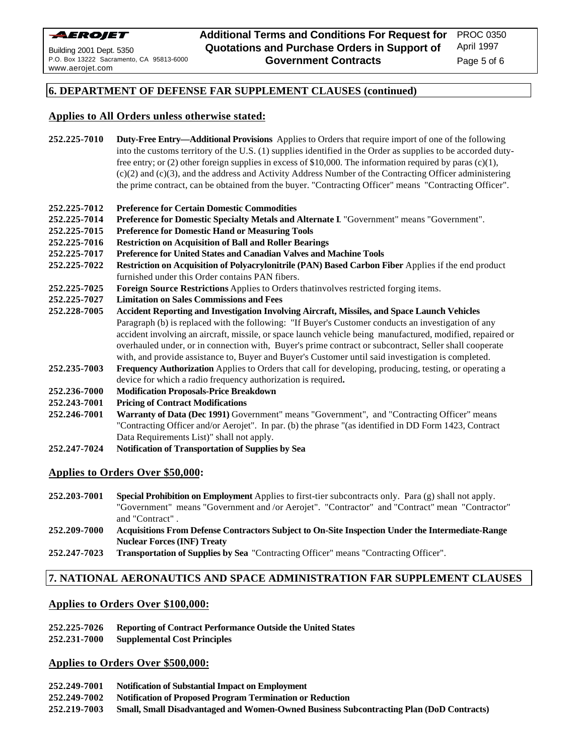## 6. DEPARTMENT OF DEFENSE FAR SUPPLEMENT CLAUSES (continued)

### Applies to All Orders unless otherwise stated:

**252.225-7010** **Duty-Free Entry—Additional Provisions** Applies to Orders that require import of one of the following into the customs territory of the U.S. (1) supplies identified in the Order as supplies to be accorded duty-free entry; or (2) other foreign supplies in excess of $10,000. The information required by paras (c)(1), (c)(2) and (c)(3), and the address and Activity Address Number of the Contracting Officer administering the prime contract, can be obtained from the buyer. "Contracting Officer" means "Contracting Officer".

**252.225-7012** **Preference for Certain Domestic Commodities**

**252.225-7014** **Preference for Domestic Specialty Metals and Alternate I**. "Government" means "Government".

**252.225-7015** **Preference for Domestic Hand or Measuring Tools**

**252.225-7016** **Restriction on Acquisition of Ball and Roller Bearings**

**252.225-7017** **Preference for United States and Canadian Valves and Machine Tools**

**252.225-7022** **Restriction on Acquisition of Polyacrylonitrile (PAN) Based Carbon Fiber** Applies if the end product furnished under this Order contains PAN fibers.

**252.225-7025** **Foreign Source Restrictions** Applies to Orders thatinvolves restricted forging items.

**252.225-7027** **Limitation on Sales Commissions and Fees**

**252.228-7005** **Accident Reporting and Investigation Involving Aircraft, Missiles, and Space Launch Vehicles** Paragraph (b) is replaced with the following: "If Buyer's Customer conducts an investigation of any accident involving an aircraft, missile, or space launch vehicle being manufactured, modified, repaired or overhauled under, or in connection with, Buyer's prime contract or subcontract, Seller shall cooperate with, and provide assistance to, Buyer and Buyer's Customer until said investigation is completed.

**252.235-7003** **Frequency Authorization** Applies to Orders that call for developing, producing, testing, or operating a device for which a radio frequency authorization is required**.**

**252.236-7000** **Modification Proposals-Price Breakdown**

**252.243-7001** **Pricing of Contract Modifications**

**252.246-7001** **Warranty of Data (Dec 1991)** Government" means "Government", and "Contracting Officer" means "Contracting Officer and/or Aerojet". In par. (b) the phrase "(as identified in DD Form 1423, Contract Data Requirements List)" shall not apply.

**252.247-7024** **Notification of Transportation of Supplies by Sea**

### Applies to Orders Over $50,000:

**252.203-7001** **Special Prohibition on Employment** Applies to first-tier subcontracts only. Para (g) shall not apply. "Government" means "Government and /or Aerojet". "Contractor" and "Contract" mean "Contractor" and "Contract" .

**252.209-7000** **Acquisitions From Defense Contractors Subject to On-Site Inspection Under the Intermediate-Range Nuclear Forces (INF) Treaty**

**252.247-7023** **Transportation of Supplies by Sea** "Contracting Officer" means "Contracting Officer".

## 7. NATIONAL AERONAUTICS AND SPACE ADMINISTRATION FAR SUPPLEMENT CLAUSES

### Applies to Orders Over $100,000:

**252.225-7026** **Reporting of Contract Performance Outside the United States**

**252.231-7000** **Supplemental Cost Principles**

### Applies to Orders Over $500,000:

**252.249-7001** **Notification of Substantial Impact on Employment**

**252.249-7002** **Notification of Proposed Program Termination or Reduction**

**252.219-7003** **Small, Small Disadvantaged and Women-Owned Business Subcontracting Plan (DoD Contracts)**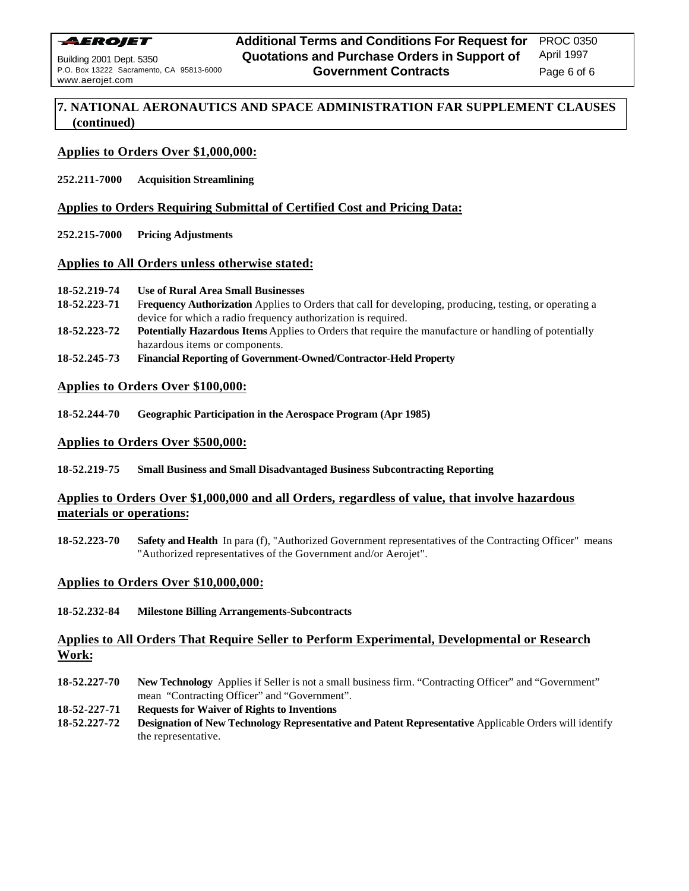## 7. NATIONAL AERONAUTICS AND SPACE ADMINISTRATION FAR SUPPLEMENT CLAUSES (continued)

### Applies to Orders Over $1,000,000:

**252.211-7000 Acquisition Streamlining**

### Applies to Orders Requiring Submittal of Certified Cost and Pricing Data:

**252.215-7000 Pricing Adjustments**

### Applies to All Orders unless otherwise stated:

**18-52.219-74 Use of Rural Area Small Businesses**

**18-52.223-71 Frequency Authorization** Applies to Orders that call for developing, producing, testing, or operating a device for which a radio frequency authorization is required.

**18-52.223-72 Potentially Hazardous Items** Applies to Orders that require the manufacture or handling of potentially hazardous items or components.

**18-52.245-73 Financial Reporting of Government-Owned/Contractor-Held Property**

### Applies to Orders Over $100,000:

**18-52.244-70 Geographic Participation in the Aerospace Program (Apr 1985)**

### Applies to Orders Over $500,000:

**18-52.219-75 Small Business and Small Disadvantaged Business Subcontracting Reporting**

### Applies to Orders Over $1,000,000 and all Orders, regardless of value, that involve hazardous materials or operations:

**18-52.223-70 Safety and Health** In para (f), "Authorized Government representatives of the Contracting Officer" means "Authorized representatives of the Government and/or Aerojet".

### Applies to Orders Over $10,000,000:

**18-52.232-84 Milestone Billing Arrangements-Subcontracts**

### Applies to All Orders That Require Seller to Perform Experimental, Developmental or Research Work:

**18-52.227-70 New Technology** Applies if Seller is not a small business firm. "Contracting Officer" and "Government" mean "Contracting Officer" and "Government".

**18-52-227-71 Requests for Waiver of Rights to Inventions**

**18-52.227-72 Designation of New Technology Representative and Patent Representative** Applicable Orders will identify the representative.